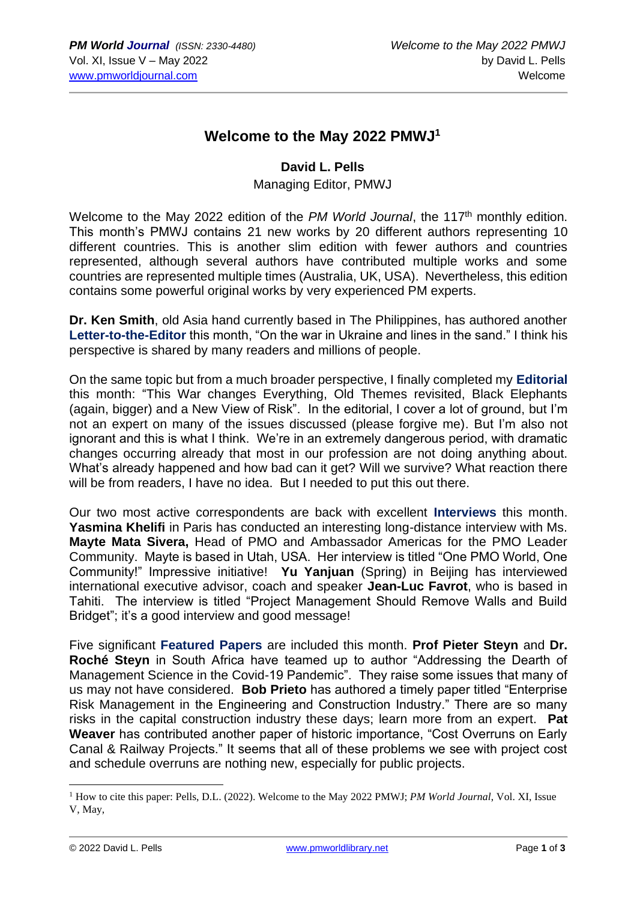# Welcome to the May 2022 PMWJ[1]

**David L. Pells**

Managing Editor, PMWJ

Welcome to the May 2022 edition of the *PM World Journal*, the 117th monthly edition. This month's PMWJ contains 21 new works by 20 different authors representing 10 different countries. This is another slim edition with fewer authors and countries represented, although several authors have contributed multiple works and some countries are represented multiple times (Australia, UK, USA). Nevertheless, this edition contains some powerful original works by very experienced PM experts.

**Dr. Ken Smith**, old Asia hand currently based in The Philippines, has authored another **Letter-to-the-Editor** this month, "On the war in Ukraine and lines in the sand." I think his perspective is shared by many readers and millions of people.

On the same topic but from a much broader perspective, I finally completed my **Editorial** this month: "This War changes Everything, Old Themes revisited, Black Elephants (again, bigger) and a New View of Risk". In the editorial, I cover a lot of ground, but I'm not an expert on many of the issues discussed (please forgive me). But I'm also not ignorant and this is what I think. We're in an extremely dangerous period, with dramatic changes occurring already that most in our profession are not doing anything about. What's already happened and how bad can it get? Will we survive? What reaction there will be from readers, I have no idea. But I needed to put this out there.

Our two most active correspondents are back with excellent **Interviews** this month. **Yasmina Khelifi** in Paris has conducted an interesting long-distance interview with Ms. **Mayte Mata Sivera,** Head of PMO and Ambassador Americas for the PMO Leader Community. Mayte is based in Utah, USA. Her interview is titled "One PMO World, One Community!" Impressive initiative! **Yu Yanjuan** (Spring) in Beijing has interviewed international executive advisor, coach and speaker **Jean-Luc Favrot**, who is based in Tahiti. The interview is titled "Project Management Should Remove Walls and Build Bridget"; it's a good interview and good message!

Five significant **Featured Papers** are included this month. **Prof Pieter Steyn** and **Dr. Roché Steyn** in South Africa have teamed up to author "Addressing the Dearth of Management Science in the Covid-19 Pandemic". They raise some issues that many of us may not have considered. **Bob Prieto** has authored a timely paper titled "Enterprise Risk Management in the Engineering and Construction Industry." There are so many risks in the capital construction industry these days; learn more from an expert. **Pat Weaver** has contributed another paper of historic importance, "Cost Overruns on Early Canal & Railway Projects." It seems that all of these problems we see with project cost and schedule overruns are nothing new, especially for public projects.

---

[1] How to cite this paper: Pells, D.L. (2022). Welcome to the May 2022 PMWJ; *PM World Journal*, Vol. XI, Issue V, May,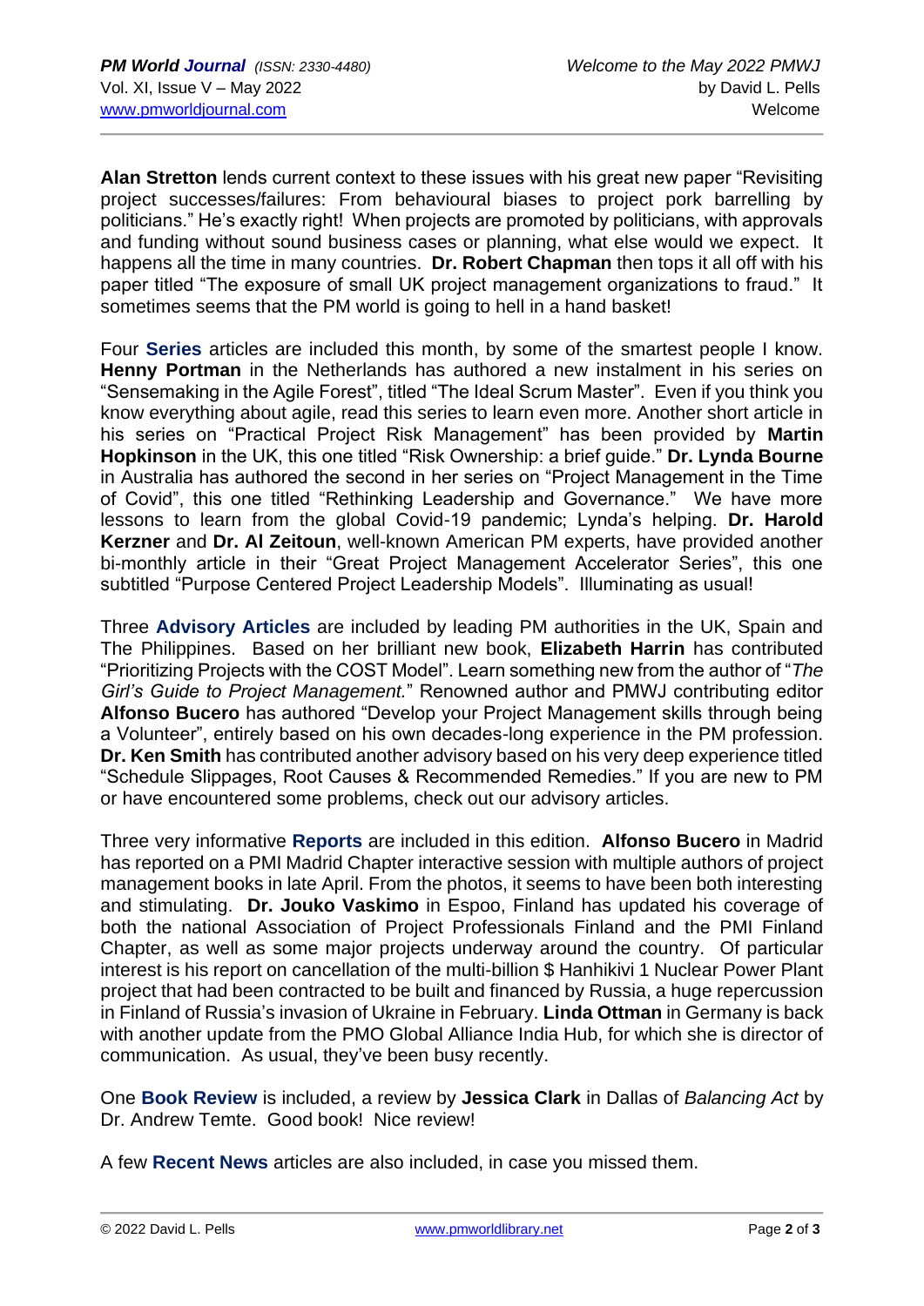**Alan Stretton** lends current context to these issues with his great new paper "Revisiting project successes/failures: From behavioural biases to project pork barrelling by politicians." He's exactly right! When projects are promoted by politicians, with approvals and funding without sound business cases or planning, what else would we expect. It happens all the time in many countries. **Dr. Robert Chapman** then tops it all off with his paper titled "The exposure of small UK project management organizations to fraud." It sometimes seems that the PM world is going to hell in a hand basket!

Four **Series** articles are included this month, by some of the smartest people I know. **Henny Portman** in the Netherlands has authored a new instalment in his series on "Sensemaking in the Agile Forest", titled "The Ideal Scrum Master". Even if you think you know everything about agile, read this series to learn even more. Another short article in his series on "Practical Project Risk Management" has been provided by **Martin Hopkinson** in the UK, this one titled "Risk Ownership: a brief guide." **Dr. Lynda Bourne** in Australia has authored the second in her series on "Project Management in the Time of Covid", this one titled "Rethinking Leadership and Governance." We have more lessons to learn from the global Covid-19 pandemic; Lynda's helping. **Dr. Harold Kerzner** and **Dr. Al Zeitoun**, well-known American PM experts, have provided another bi-monthly article in their "Great Project Management Accelerator Series", this one subtitled "Purpose Centered Project Leadership Models". Illuminating as usual!

Three **Advisory Articles** are included by leading PM authorities in the UK, Spain and The Philippines. Based on her brilliant new book, **Elizabeth Harrin** has contributed "Prioritizing Projects with the COST Model". Learn something new from the author of "*The Girl's Guide to Project Management.*" Renowned author and PMWJ contributing editor **Alfonso Bucero** has authored "Develop your Project Management skills through being a Volunteer", entirely based on his own decades-long experience in the PM profession. **Dr. Ken Smith** has contributed another advisory based on his very deep experience titled "Schedule Slippages, Root Causes & Recommended Remedies." If you are new to PM or have encountered some problems, check out our advisory articles.

Three very informative **Reports** are included in this edition. **Alfonso Bucero** in Madrid has reported on a PMI Madrid Chapter interactive session with multiple authors of project management books in late April. From the photos, it seems to have been both interesting and stimulating. **Dr. Jouko Vaskimo** in Espoo, Finland has updated his coverage of both the national Association of Project Professionals Finland and the PMI Finland Chapter, as well as some major projects underway around the country. Of particular interest is his report on cancellation of the multi-billion $ Hanhikivi 1 Nuclear Power Plant project that had been contracted to be built and financed by Russia, a huge repercussion in Finland of Russia's invasion of Ukraine in February. **Linda Ottman** in Germany is back with another update from the PMO Global Alliance India Hub, for which she is director of communication. As usual, they've been busy recently.

One **Book Review** is included, a review by **Jessica Clark** in Dallas of *Balancing Act* by Dr. Andrew Temte. Good book! Nice review!

A few **Recent News** articles are also included, in case you missed them.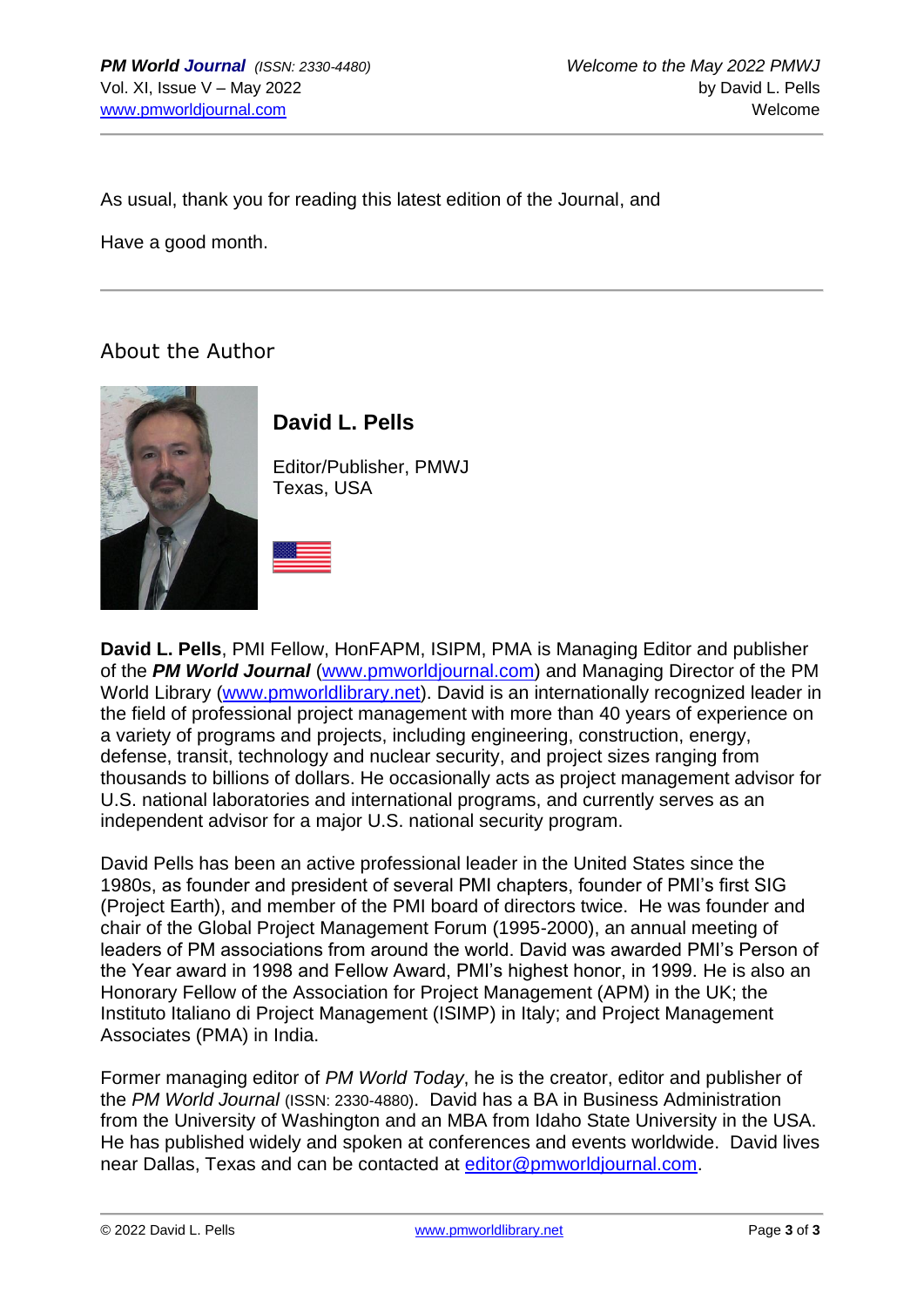As usual, thank you for reading this latest edition of the Journal, and

Have a good month.

---

## About the Author

### David L. Pells

Editor/Publisher, PMWJ
Texas, USA

**David L. Pells**, PMI Fellow, HonFAPM, ISIPM, PMA is Managing Editor and publisher of the ***PM World Journal*** (www.pmworldjournal.com) and Managing Director of the PM World Library (www.pmworldlibrary.net). David is an internationally recognized leader in the field of professional project management with more than 40 years of experience on a variety of programs and projects, including engineering, construction, energy, defense, transit, technology and nuclear security, and project sizes ranging from thousands to billions of dollars. He occasionally acts as project management advisor for U.S. national laboratories and international programs, and currently serves as an independent advisor for a major U.S. national security program.

David Pells has been an active professional leader in the United States since the 1980s, as founder and president of several PMI chapters, founder of PMI's first SIG (Project Earth), and member of the PMI board of directors twice. He was founder and chair of the Global Project Management Forum (1995-2000), an annual meeting of leaders of PM associations from around the world. David was awarded PMI's Person of the Year award in 1998 and Fellow Award, PMI's highest honor, in 1999. He is also an Honorary Fellow of the Association for Project Management (APM) in the UK; the Instituto Italiano di Project Management (ISIMP) in Italy; and Project Management Associates (PMA) in India.

Former managing editor of *PM World Today*, he is the creator, editor and publisher of the *PM World Journal* (ISSN: 2330-4880). David has a BA in Business Administration from the University of Washington and an MBA from Idaho State University in the USA. He has published widely and spoken at conferences and events worldwide. David lives near Dallas, Texas and can be contacted at editor@pmworldjournal.com.